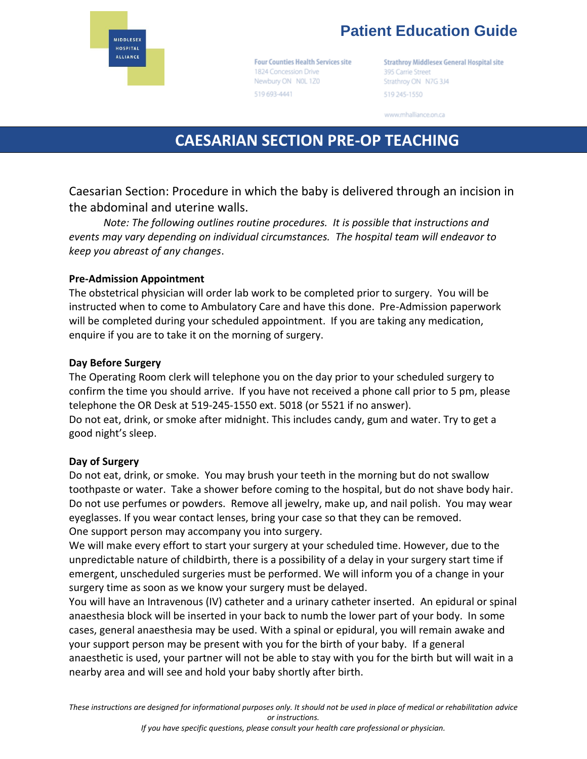MIDDLESEX HOSPITAL ALLIANCE

# Patient Education Guide

**Four Counties Health Services site**
1824 Concession Drive
Newbury ON N0L 1Z0
519 693-4441

**Strathroy Middlesex General Hospital site**
395 Carrie Street
Strathroy ON N7G 3J4
519 245-1550

www.mhalliance.on.ca

## CAESARIAN SECTION PRE-OP TEACHING

Caesarian Section: Procedure in which the baby is delivered through an incision in the abdominal and uterine walls.

*Note: The following outlines routine procedures. It is possible that instructions and events may vary depending on individual circumstances. The hospital team will endeavor to keep you abreast of any changes*.

### Pre-Admission Appointment

The obstetrical physician will order lab work to be completed prior to surgery. You will be instructed when to come to Ambulatory Care and have this done. Pre-Admission paperwork will be completed during your scheduled appointment. If you are taking any medication, enquire if you are to take it on the morning of surgery.

### Day Before Surgery

The Operating Room clerk will telephone you on the day prior to your scheduled surgery to confirm the time you should arrive. If you have not received a phone call prior to 5 pm, please telephone the OR Desk at 519-245-1550 ext. 5018 (or 5521 if no answer).

Do not eat, drink, or smoke after midnight. This includes candy, gum and water. Try to get a good night's sleep.

### Day of Surgery

Do not eat, drink, or smoke. You may brush your teeth in the morning but do not swallow toothpaste or water. Take a shower before coming to the hospital, but do not shave body hair. Do not use perfumes or powders. Remove all jewelry, make up, and nail polish. You may wear eyeglasses. If you wear contact lenses, bring your case so that they can be removed.

One support person may accompany you into surgery.

We will make every effort to start your surgery at your scheduled time. However, due to the unpredictable nature of childbirth, there is a possibility of a delay in your surgery start time if emergent, unscheduled surgeries must be performed. We will inform you of a change in your surgery time as soon as we know your surgery must be delayed.

You will have an Intravenous (IV) catheter and a urinary catheter inserted. An epidural or spinal anaesthesia block will be inserted in your back to numb the lower part of your body. In some cases, general anaesthesia may be used. With a spinal or epidural, you will remain awake and your support person may be present with you for the birth of your baby. If a general anaesthetic is used, your partner will not be able to stay with you for the birth but will wait in a nearby area and will see and hold your baby shortly after birth.

*These instructions are designed for informational purposes only. It should not be used in place of medical or rehabilitation advice or instructions.*
*If you have specific questions, please consult your health care professional or physician.*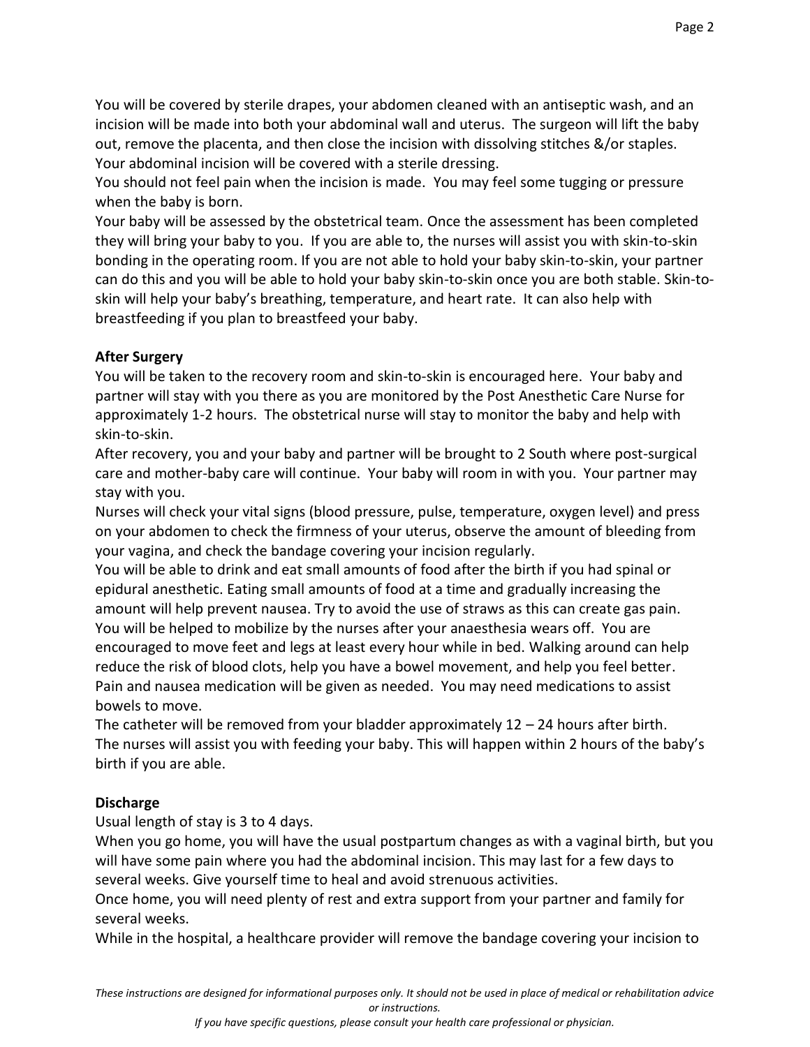You will be covered by sterile drapes, your abdomen cleaned with an antiseptic wash, and an incision will be made into both your abdominal wall and uterus. The surgeon will lift the baby out, remove the placenta, and then close the incision with dissolving stitches &/or staples. Your abdominal incision will be covered with a sterile dressing.

You should not feel pain when the incision is made. You may feel some tugging or pressure when the baby is born.

Your baby will be assessed by the obstetrical team. Once the assessment has been completed they will bring your baby to you. If you are able to, the nurses will assist you with skin-to-skin bonding in the operating room. If you are not able to hold your baby skin-to-skin, your partner can do this and you will be able to hold your baby skin-to-skin once you are both stable. Skin-to-skin will help your baby's breathing, temperature, and heart rate. It can also help with breastfeeding if you plan to breastfeed your baby.

**After Surgery**

You will be taken to the recovery room and skin-to-skin is encouraged here. Your baby and partner will stay with you there as you are monitored by the Post Anesthetic Care Nurse for approximately 1-2 hours. The obstetrical nurse will stay to monitor the baby and help with skin-to-skin.

After recovery, you and your baby and partner will be brought to 2 South where post-surgical care and mother-baby care will continue. Your baby will room in with you. Your partner may stay with you.

Nurses will check your vital signs (blood pressure, pulse, temperature, oxygen level) and press on your abdomen to check the firmness of your uterus, observe the amount of bleeding from your vagina, and check the bandage covering your incision regularly.

You will be able to drink and eat small amounts of food after the birth if you had spinal or epidural anesthetic. Eating small amounts of food at a time and gradually increasing the amount will help prevent nausea. Try to avoid the use of straws as this can create gas pain.

You will be helped to mobilize by the nurses after your anaesthesia wears off. You are encouraged to move feet and legs at least every hour while in bed. Walking around can help reduce the risk of blood clots, help you have a bowel movement, and help you feel better.

Pain and nausea medication will be given as needed. You may need medications to assist bowels to move.

The catheter will be removed from your bladder approximately 12 – 24 hours after birth.

The nurses will assist you with feeding your baby. This will happen within 2 hours of the baby's birth if you are able.

**Discharge**

Usual length of stay is 3 to 4 days.

When you go home, you will have the usual postpartum changes as with a vaginal birth, but you will have some pain where you had the abdominal incision. This may last for a few days to several weeks. Give yourself time to heal and avoid strenuous activities.

Once home, you will need plenty of rest and extra support from your partner and family for several weeks.

While in the hospital, a healthcare provider will remove the bandage covering your incision to

*These instructions are designed for informational purposes only. It should not be used in place of medical or rehabilitation advice or instructions.*

*If you have specific questions, please consult your health care professional or physician.*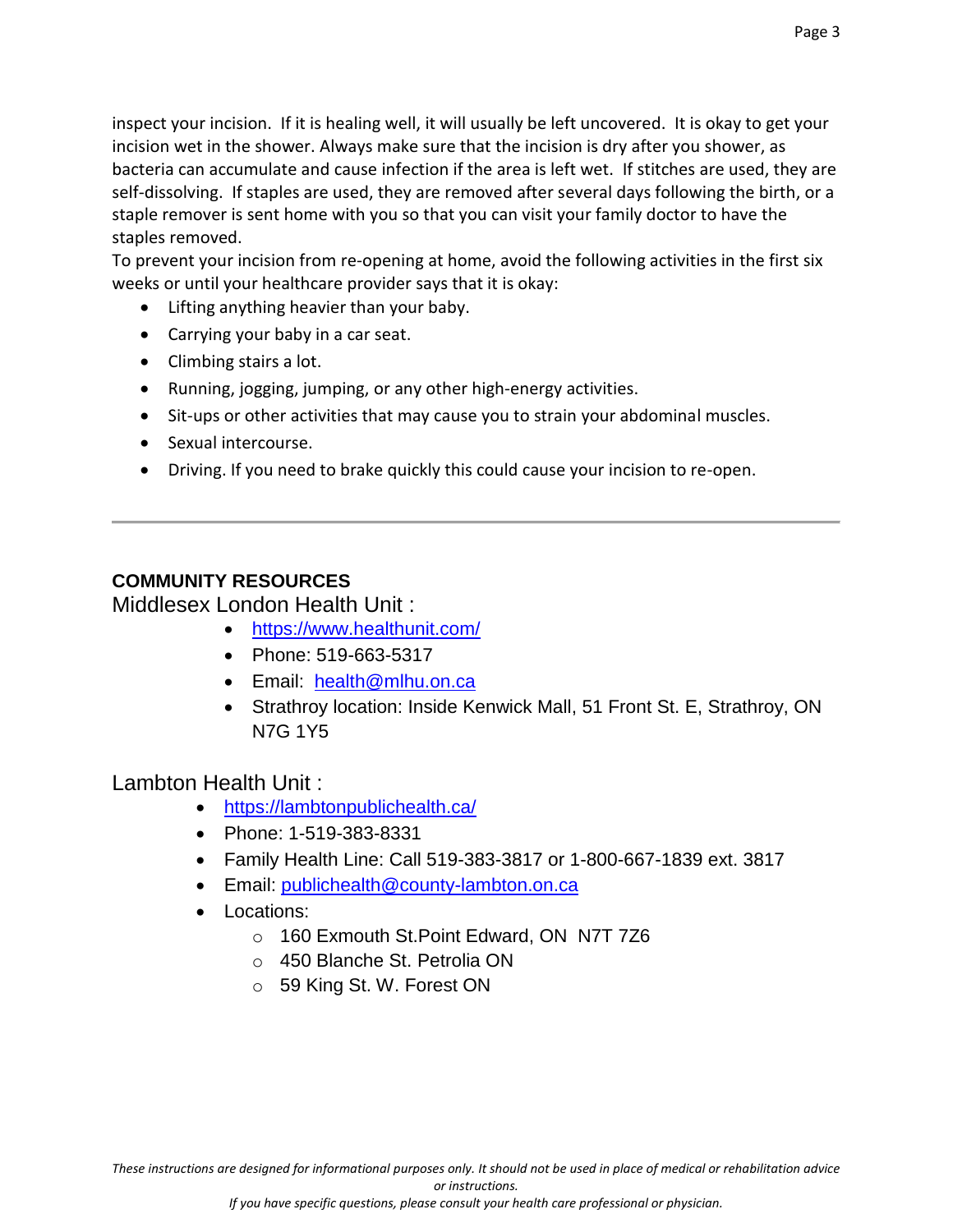inspect your incision. If it is healing well, it will usually be left uncovered. It is okay to get your incision wet in the shower. Always make sure that the incision is dry after you shower, as bacteria can accumulate and cause infection if the area is left wet. If stitches are used, they are self-dissolving. If staples are used, they are removed after several days following the birth, or a staple remover is sent home with you so that you can visit your family doctor to have the staples removed.

To prevent your incision from re-opening at home, avoid the following activities in the first six weeks or until your healthcare provider says that it is okay:

- Lifting anything heavier than your baby.
- Carrying your baby in a car seat.
- Climbing stairs a lot.
- Running, jogging, jumping, or any other high-energy activities.
- Sit-ups or other activities that may cause you to strain your abdominal muscles.
- Sexual intercourse.
- Driving. If you need to brake quickly this could cause your incision to re-open.

---

## COMMUNITY RESOURCES

Middlesex London Health Unit :

- https://www.healthunit.com/
- Phone: 519-663-5317
- Email: health@mlhu.on.ca
- Strathroy location: Inside Kenwick Mall, 51 Front St. E, Strathroy, ON N7G 1Y5

Lambton Health Unit :

- https://lambtonpublichealth.ca/
- Phone: 1-519-383-8331
- Family Health Line: Call 519-383-3817 or 1-800-667-1839 ext. 3817
- Email: publichealth@county-lambton.on.ca
- Locations:
    - 160 Exmouth St.Point Edward, ON N7T 7Z6
    - 450 Blanche St. Petrolia ON
    - 59 King St. W. Forest ON

*These instructions are designed for informational purposes only. It should not be used in place of medical or rehabilitation advice or instructions.*
*If you have specific questions, please consult your health care professional or physician.*